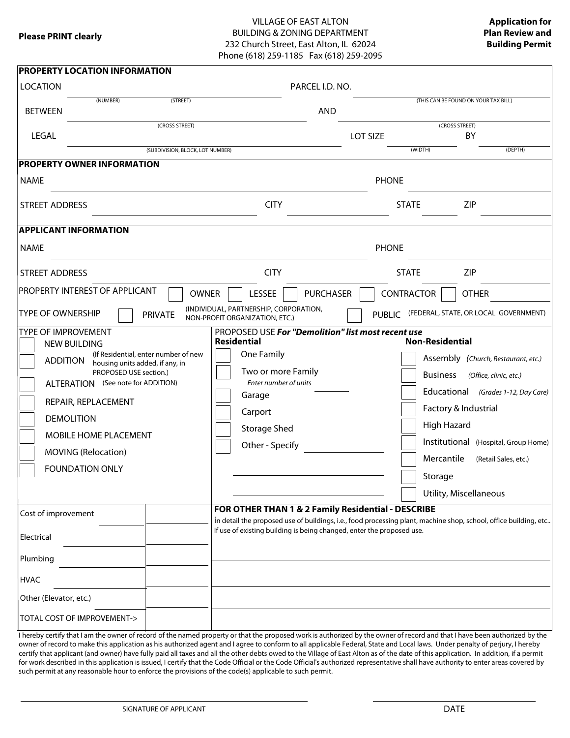**Please PRINT clearly**

VILLAGE OF EAST ALTON
BUILDING & ZONING DEPARTMENT
232 Church Street, East Alton, IL 62024
Phone (618) 259-1185 Fax (618) 259-2095

**Application for Plan Review and Building Permit**

## PROPERTY LOCATION INFORMATION

LOCATION ____________ (NUMBER) ____________ (STREET) PARCEL I.D. NO. ____________ (THIS CAN BE FOUND ON YOUR TAX BILL)

BETWEEN ____________ (CROSS STREET) AND ____________ (CROSS STREET)

LEGAL ____________ (SUBDIVISION, BLOCK, LOT NUMBER) LOT SIZE ________ (WIDTH) BY ________ (DEPTH)

## PROPERTY OWNER INFORMATION

NAME ____________ PHONE ____________

STREET ADDRESS ____________ CITY ____________ STATE ______ ZIP ______

## APPLICANT INFORMATION

NAME ____________ PHONE ____________

STREET ADDRESS ____________ CITY ____________ STATE ______ ZIP ______

PROPERTY INTEREST OF APPLICANT ☐ OWNER ☐ LESSEE ☐ PURCHASER ☐ CONTRACTOR ☐ OTHER ______

TYPE OF OWNERSHIP ☐ PRIVATE (INDIVIDUAL, PARTNERSHIP, CORPORATION, NON-PROFIT ORGANIZATION, ETC.) ☐ PUBLIC (FEDERAL, STATE, OR LOCAL GOVERNMENT)

## TYPE OF IMPROVEMENT

- ☐ NEW BUILDING
- ☐ ADDITION (If Residential, enter number of new housing units added, if any, in PROPOSED USE section.)
- ☐ ALTERATION (See note for ADDITION)
- ☐ REPAIR, REPLACEMENT
- ☐ DEMOLITION
- ☐ MOBILE HOME PLACEMENT
- ☐ MOVING (Relocation)
- ☐ FOUNDATION ONLY

## PROPOSED USE *For "Demolition" list most recent use*

**Residential**

- ☐ One Family
- ☐ Two or more Family — *Enter number of units* ______
- ☐ Garage
- ☐ Carport
- ☐ Storage Shed
- ☐ Other - Specify ____________

____________

____________

**Non-Residential**

- ☐ Assembly *(Church, Restaurant, etc.)*
- ☐ Business *(Office, clinic, etc.)*
- ☐ Educational *(Grades 1-12, Day Care)*
- ☐ Factory & Industrial
- ☐ High Hazard
- ☐ Institutional (Hospital, Group Home)
- ☐ Mercantile (Retail Sales, etc.)
- ☐ Storage
- ☐ Utility, Miscellaneous

| Cost of improvement | |
|---|---|
| Electrical | |
| Plumbing | |
| HVAC | |
| Other (Elevator, etc.) | |
| TOTAL COST OF IMPROVEMENT-> | |

**FOR OTHER THAN 1 & 2 Family Residential - DESCRIBE**
in detail the proposed use of buildings, i.e., food processing plant, machine shop, school, office building, etc.. If use of existing building is being changed, enter the proposed use.

____________

____________

____________

____________

I hereby certify that I am the owner of record of the named property or that the proposed work is authorized by the owner of record and that I have been authorized by the owner of record to make this application as his authorized agent and I agree to conform to all applicable Federal, State and Local laws. Under penalty of perjury, I hereby certify that applicant (and owner) have fully paid all taxes and all the other debts owed to the Village of East Alton as of the date of this application. In addition, if a permit for work described in this application is issued, I certify that the Code Official or the Code Official's authorized representative shall have authority to enter areas covered by such permit at any reasonable hour to enforce the provisions of the code(s) applicable to such permit.

____________________ SIGNATURE OF APPLICANT

____________________ DATE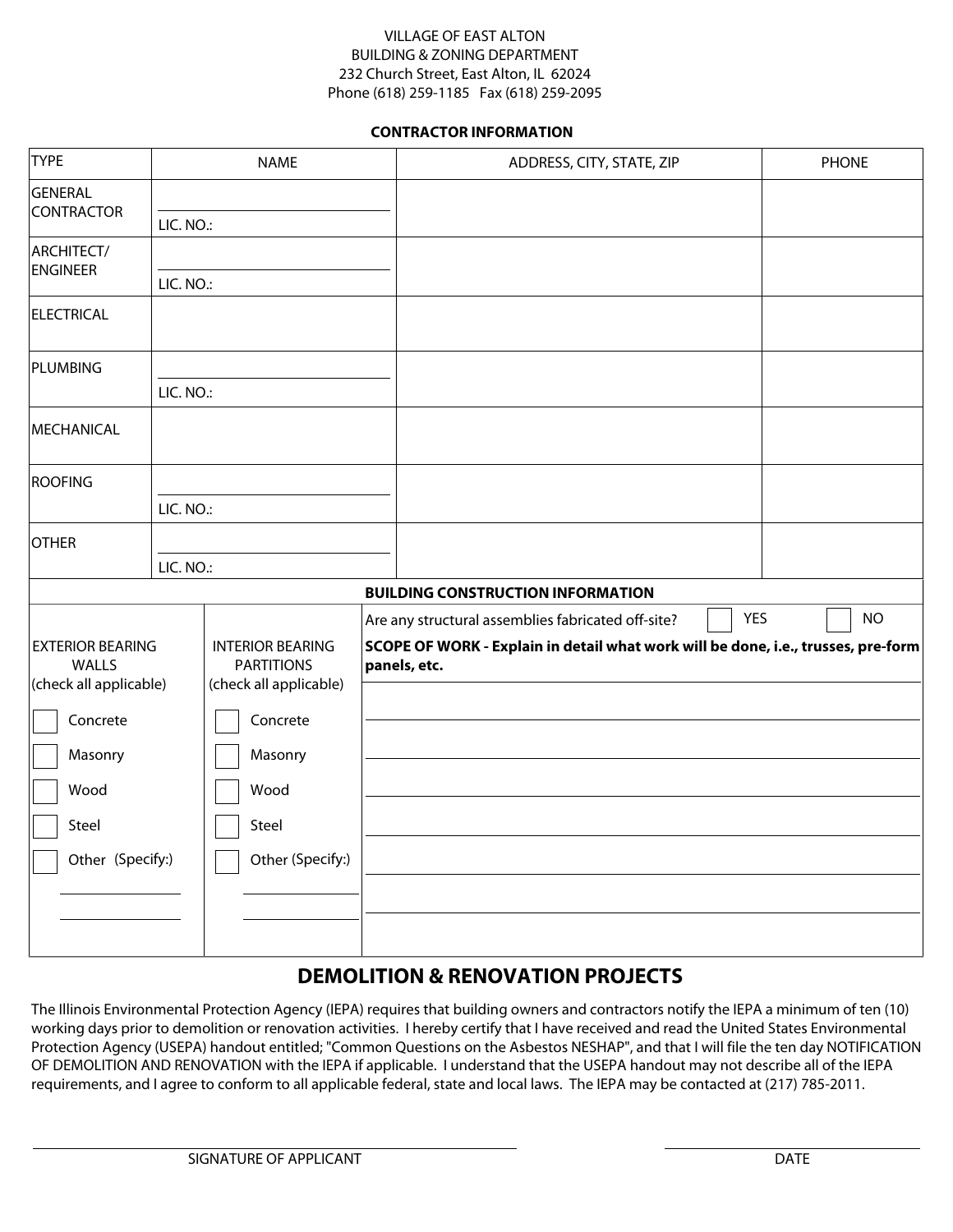VILLAGE OF EAST ALTON
BUILDING & ZONING DEPARTMENT
232 Church Street, East Alton, IL 62024
Phone (618) 259-1185 Fax (618) 259-2095

**CONTRACTOR INFORMATION**

| TYPE | NAME | ADDRESS, CITY, STATE, ZIP | PHONE |
|---|---|---|---|
| GENERAL CONTRACTOR | LIC. NO.: | | |
| ARCHITECT/ ENGINEER | LIC. NO.: | | |
| ELECTRICAL | | | |
| PLUMBING | LIC. NO.: | | |
| MECHANICAL | | | |
| ROOFING | LIC. NO.: | | |
| OTHER | LIC. NO.: | | |

**BUILDING CONSTRUCTION INFORMATION**

| EXTERIOR BEARING WALLS (check all applicable) | INTERIOR BEARING PARTITIONS (check all applicable) | Are any structural assemblies fabricated off-site? ☐ YES ☐ NO |
|---|---|---|
| ☐ Concrete | ☐ Concrete | **SCOPE OF WORK - Explain in detail what work will be done, i.e., trusses, pre-form panels, etc.** |
| ☐ Masonry | ☐ Masonry | |
| ☐ Wood | ☐ Wood | |
| ☐ Steel | ☐ Steel | |
| ☐ Other (Specify:) | ☐ Other (Specify:) | |

## DEMOLITION & RENOVATION PROJECTS

The Illinois Environmental Protection Agency (IEPA) requires that building owners and contractors notify the IEPA a minimum of ten (10) working days prior to demolition or renovation activities. I hereby certify that I have received and read the United States Environmental Protection Agency (USEPA) handout entitled; "Common Questions on the Asbestos NESHAP", and that I will file the ten day NOTIFICATION OF DEMOLITION AND RENOVATION with the IEPA if applicable. I understand that the USEPA handout may not describe all of the IEPA requirements, and I agree to conform to all applicable federal, state and local laws. The IEPA may be contacted at (217) 785-2011.

SIGNATURE OF APPLICANT

DATE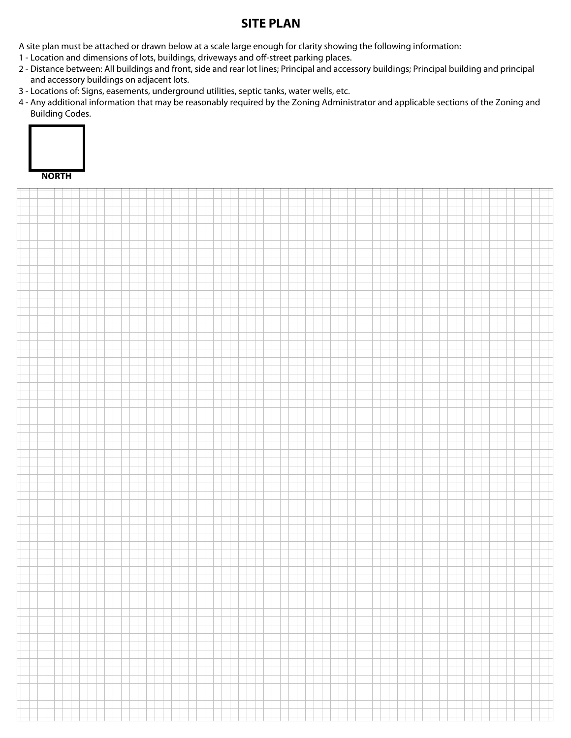# SITE PLAN

A site plan must be attached or drawn below at a scale large enough for clarity showing the following information:

1 - Location and dimensions of lots, buildings, driveways and off-street parking places.
2 - Distance between: All buildings and front, side and rear lot lines; Principal and accessory buildings; Principal building and principal and accessory buildings on adjacent lots.
3 - Locations of: Signs, easements, underground utilities, septic tanks, water wells, etc.
4 - Any additional information that may be reasonably required by the Zoning Administrator and applicable sections of the Zoning and Building Codes.

**NORTH**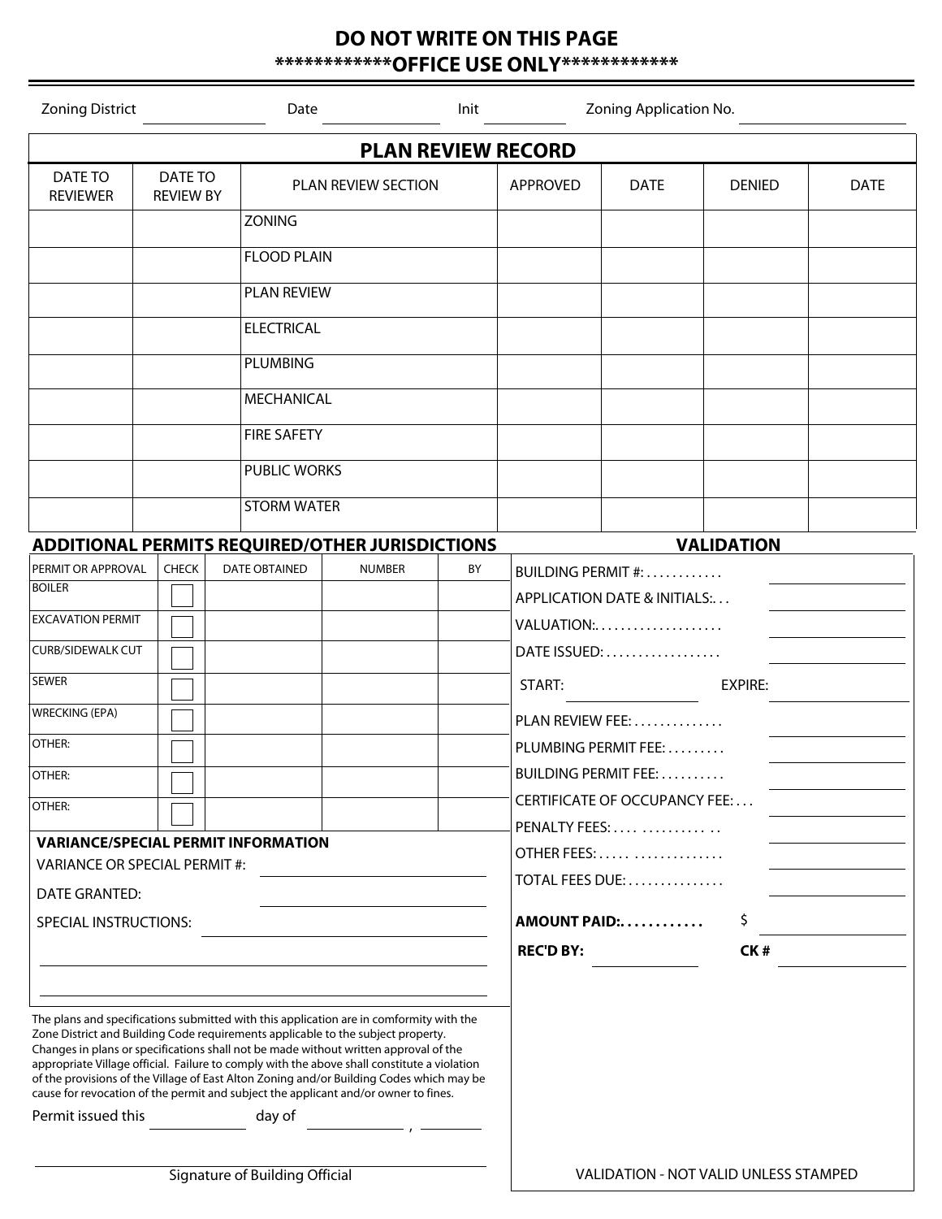## DO NOT WRITE ON THIS PAGE
## ************OFFICE USE ONLY************

Zoning District ____________ Date ____________ Init ____________ Zoning Application No. ____________

### PLAN REVIEW RECORD

| DATE TO REVIEWER | DATE TO REVIEW BY | PLAN REVIEW SECTION | APPROVED | DATE | DENIED | DATE |
|---|---|---|---|---|---|---|
| | | ZONING | | | | |
| | | FLOOD PLAIN | | | | |
| | | PLAN REVIEW | | | | |
| | | ELECTRICAL | | | | |
| | | PLUMBING | | | | |
| | | MECHANICAL | | | | |
| | | FIRE SAFETY | | | | |
| | | PUBLIC WORKS | | | | |
| | | STORM WATER | | | | |

### ADDITIONAL PERMITS REQUIRED/OTHER JURISDICTIONS

| PERMIT OR APPROVAL | CHECK | DATE OBTAINED | NUMBER | BY |
|---|---|---|---|---|
| BOILER | ☐ | | | |
| EXCAVATION PERMIT | ☐ | | | |
| CURB/SIDEWALK CUT | ☐ | | | |
| SEWER | ☐ | | | |
| WRECKING (EPA) | ☐ | | | |
| OTHER: | ☐ | | | |
| OTHER: | ☐ | | | |
| OTHER: | ☐ | | | |

**VARIANCE/SPECIAL PERMIT INFORMATION**

VARIANCE OR SPECIAL PERMIT #: ____________

DATE GRANTED: ____________

SPECIAL INSTRUCTIONS: ____________

____________

____________

The plans and specifications submitted with this application are in comformity with the Zone District and Building Code requirements applicable to the subject property. Changes in plans or specifications shall not be made without written approval of the appropriate Village official. Failure to comply with the above shall constitute a violation of the provisions of the Village of East Alton Zoning and/or Building Codes which may be cause for revocation of the permit and subject the applicant and/or owner to fines.

Permit issued this ____________ day of ____________ , ____________

____________
Signature of Building Official

### VALIDATION

BUILDING PERMIT #: . . . . . . . . . . . . ____________

APPLICATION DATE & INITIALS:. . . ____________

VALUATION:. . . . . . . . . . . . . . . . . . . ____________

DATE ISSUED: . . . . . . . . . . . . . . . . . ____________

START: ____________ EXPIRE: ____________

PLAN REVIEW FEE: . . . . . . . . . . . . . . ____________

PLUMBING PERMIT FEE: . . . . . . . . . ____________

BUILDING PERMIT FEE: . . . . . . . . . . ____________

CERTIFICATE OF OCCUPANCY FEE: . . . ____________

PENALTY FEES: . . . . . . . . . . . . . . . ____________

OTHER FEES: . . . . . . . . . . . . . . . . . . ____________

TOTAL FEES DUE: . . . . . . . . . . . . . . . ____________

**AMOUNT PAID:. . . . . . . . . . .** $ ____________

**REC'D BY:** ____________ **CK #** ____________

VALIDATION - NOT VALID UNLESS STAMPED